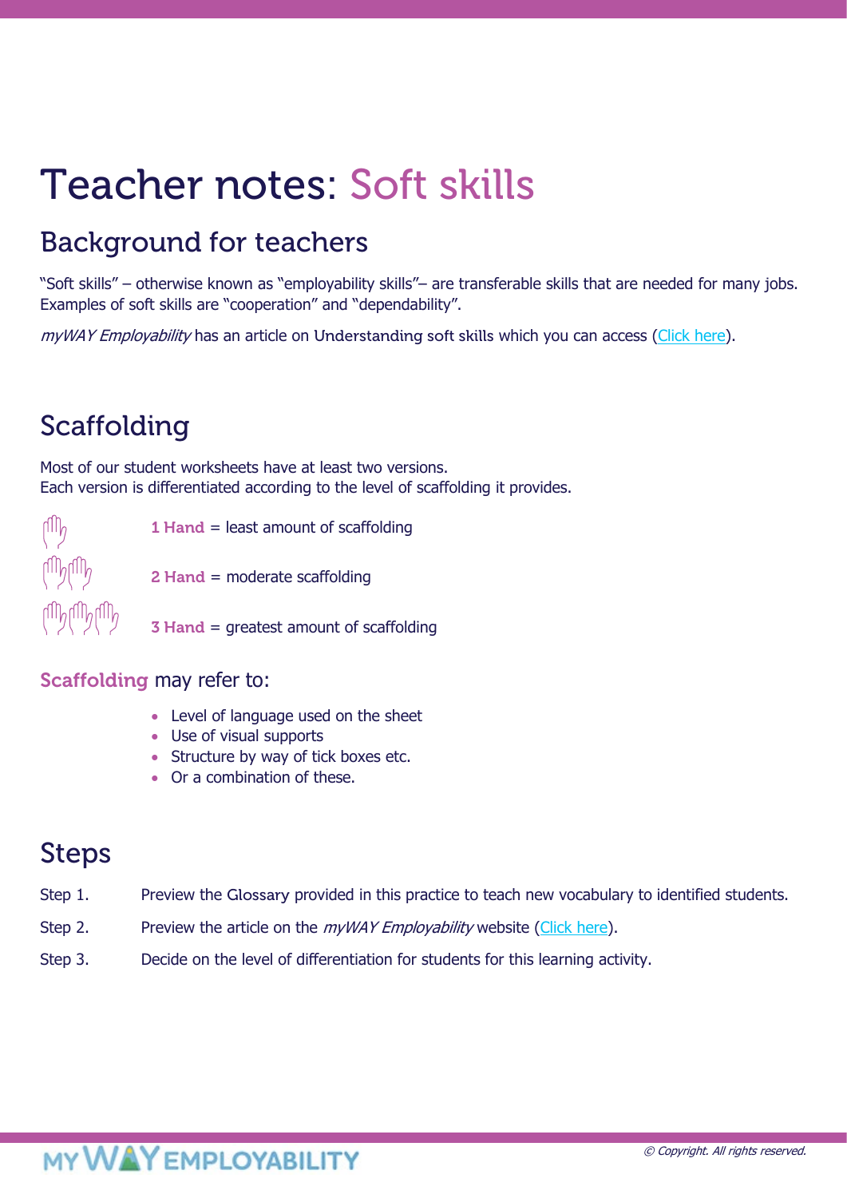# Teacher notes: Soft skills

## Background for teachers

"Soft skills" – otherwise known as "employability skills"– are transferable skills that are needed for many jobs. Examples of soft skills are "cooperation" and "dependability".

*myWAY Employability* has an article on Understanding soft skills which you can access (Click here).

## Scaffolding

Most of our student worksheets have at least two versions.
Each version is differentiated according to the level of scaffolding it provides.

**1 Hand** = least amount of scaffolding

**2 Hand** = moderate scaffolding

**3 Hand** = greatest amount of scaffolding

### **Scaffolding** may refer to:

- Level of language used on the sheet
- Use of visual supports
- Structure by way of tick boxes etc.
- Or a combination of these.

## Steps

Step 1. Preview the Glossary provided in this practice to teach new vocabulary to identified students.

Step 2. Preview the article on the *myWAY Employability* website (Click here).

Step 3. Decide on the level of differentiation for students for this learning activity.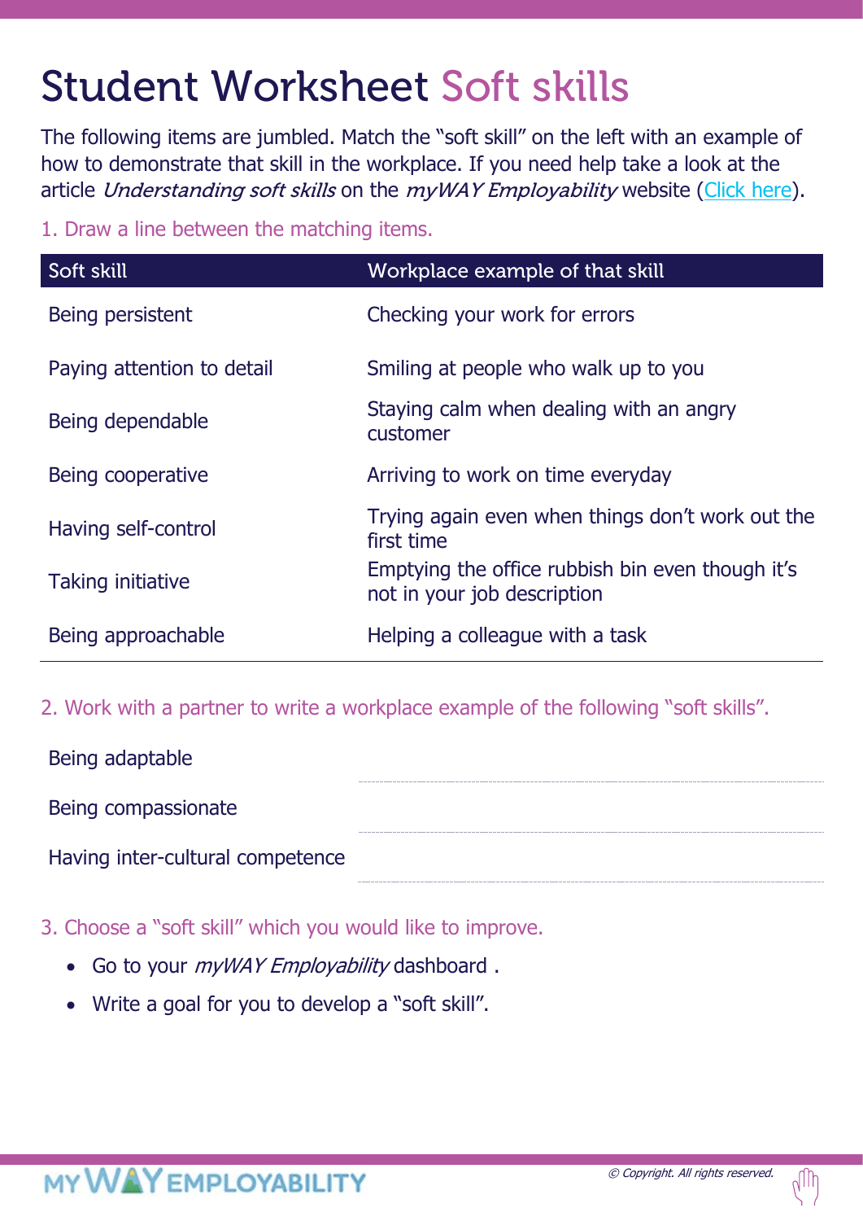# Student Worksheet Soft skills

The following items are jumbled. Match the "soft skill" on the left with an example of how to demonstrate that skill in the workplace. If you need help take a look at the article *Understanding soft skills* on the *myWAY Employability* website (Click here).

1. Draw a line between the matching items.

| Soft skill | Workplace example of that skill |
|---|---|
| Being persistent | Checking your work for errors |
| Paying attention to detail | Smiling at people who walk up to you |
| Being dependable | Staying calm when dealing with an angry customer |
| Being cooperative | Arriving to work on time everyday |
| Having self-control | Trying again even when things don't work out the first time |
| Taking initiative | Emptying the office rubbish bin even though it's not in your job description |
| Being approachable | Helping a colleague with a task |

2. Work with a partner to write a workplace example of the following "soft skills".

Being adaptable ..............................................................

Being compassionate ..............................................................

Having inter-cultural competence ..............................................................

3. Choose a "soft skill" which you would like to improve.

- Go to your *myWAY Employability* dashboard .
- Write a goal for you to develop a "soft skill".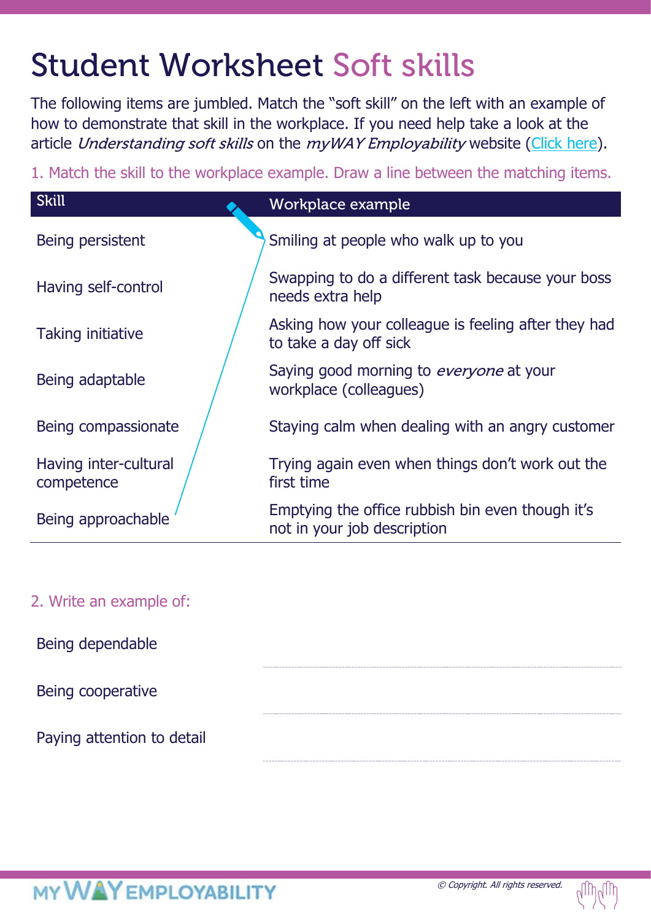# Student Worksheet Soft skills

The following items are jumbled. Match the "soft skill" on the left with an example of how to demonstrate that skill in the workplace. If you need help take a look at the article *Understanding soft skills* on the *myWAY Employability* website (Click here).

1. Match the skill to the workplace example. Draw a line between the matching items.

| Skill | Workplace example |
| --- | --- |
| Being persistent | Smiling at people who walk up to you |
| Having self-control | Swapping to do a different task because your boss needs extra help |
| Taking initiative | Asking how your colleague is feeling after they had to take a day off sick |
| Being adaptable | Saying good morning to *everyone* at your workplace (colleagues) |
| Being compassionate | Staying calm when dealing with an angry customer |
| Having inter-cultural competence | Trying again even when things don't work out the first time |
| Being approachable | Emptying the office rubbish bin even though it's not in your job description |

2. Write an example of:

Being dependable

---

Being cooperative

---

Paying attention to detail

---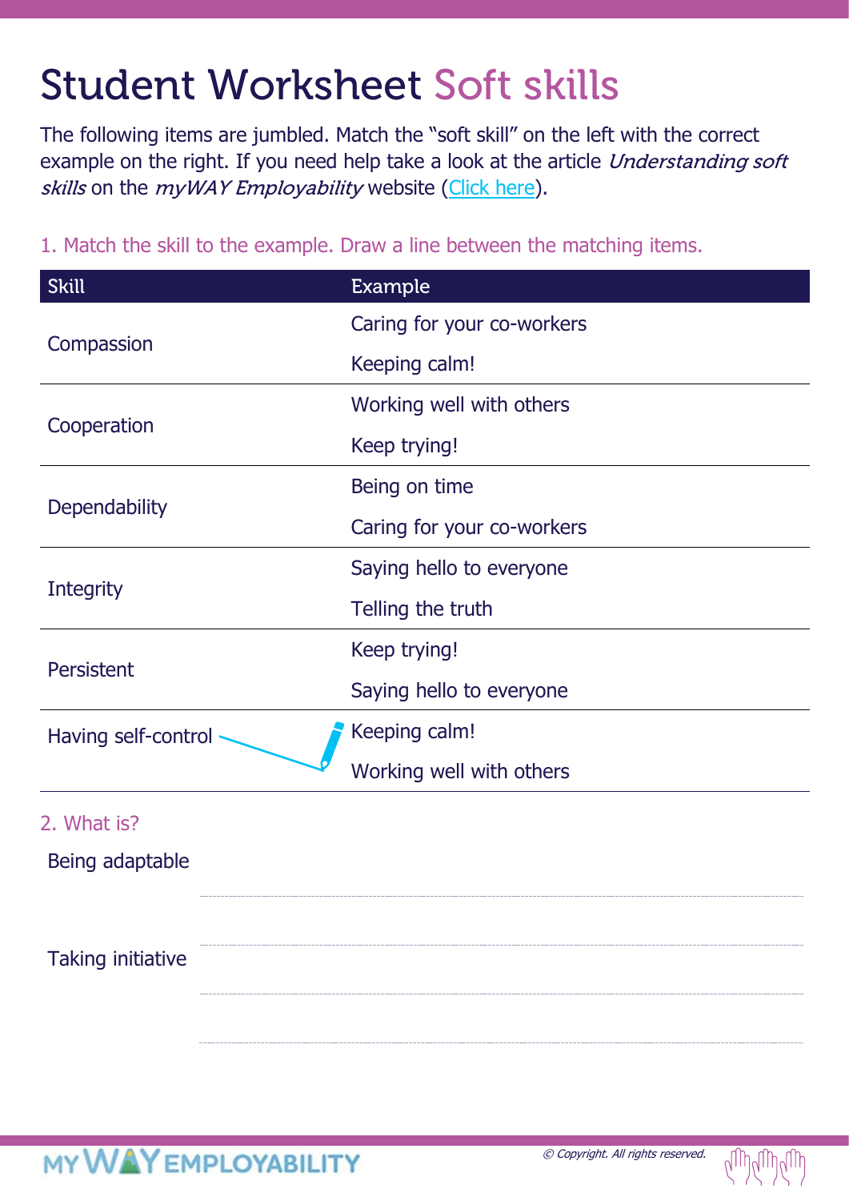# Student Worksheet Soft skills

The following items are jumbled. Match the "soft skill" on the left with the correct example on the right. If you need help take a look at the article *Understanding soft skills* on the *myWAY Employability* website ([Click here](#)).

1. Match the skill to the example. Draw a line between the matching items.

| Skill | Example |
|---|---|
| Compassion | Caring for your co-workers |
| | Keeping calm! |
| Cooperation | Working well with others |
| | Keep trying! |
| Dependability | Being on time |
| | Caring for your co-workers |
| Integrity | Saying hello to everyone |
| | Telling the truth |
| Persistent | Keep trying! |
| | Saying hello to everyone |
| Having self-control | Keeping calm! |
| | Working well with others |

2. What is?

Being adaptable

..........................................................................................

Taking initiative

..........................................................................................

..........................................................................................